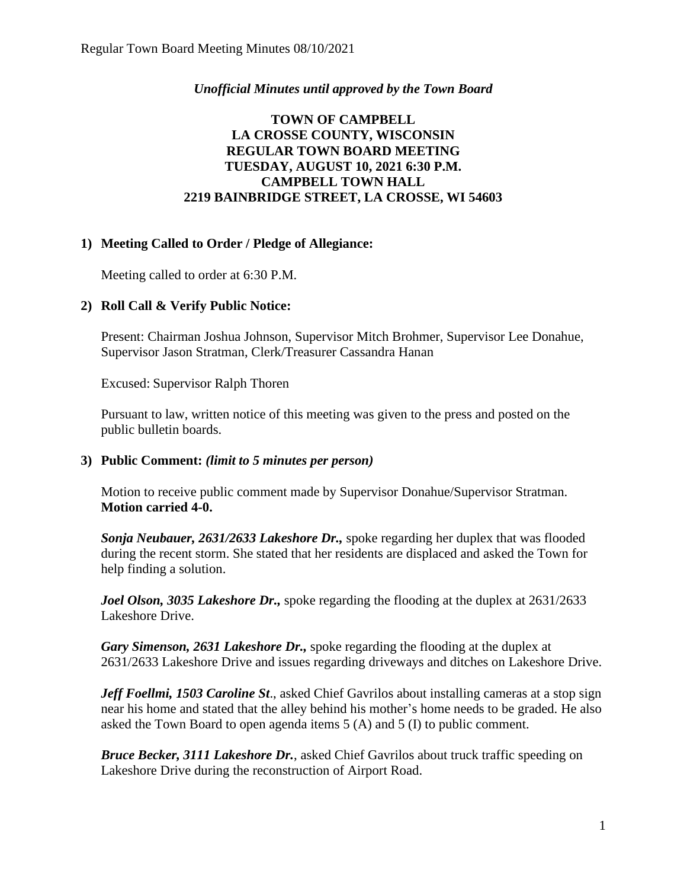*Unofficial Minutes until approved by the Town Board*

**TOWN OF CAMPBELL**
**LA CROSSE COUNTY, WISCONSIN**
**REGULAR TOWN BOARD MEETING**
**TUESDAY, AUGUST 10, 2021 6:30 P.M.**
**CAMPBELL TOWN HALL**
**2219 BAINBRIDGE STREET, LA CROSSE, WI 54603**

## 1) Meeting Called to Order / Pledge of Allegiance:

Meeting called to order at 6:30 P.M.

## 2) Roll Call & Verify Public Notice:

Present: Chairman Joshua Johnson, Supervisor Mitch Brohmer, Supervisor Lee Donahue, Supervisor Jason Stratman, Clerk/Treasurer Cassandra Hanan

Excused: Supervisor Ralph Thoren

Pursuant to law, written notice of this meeting was given to the press and posted on the public bulletin boards.

## 3) Public Comment: *(limit to 5 minutes per person)*

Motion to receive public comment made by Supervisor Donahue/Supervisor Stratman. **Motion carried 4-0.**

***Sonja Neubauer, 2631/2633 Lakeshore Dr.,*** spoke regarding her duplex that was flooded during the recent storm. She stated that her residents are displaced and asked the Town for help finding a solution.

***Joel Olson, 3035 Lakeshore Dr.,*** spoke regarding the flooding at the duplex at 2631/2633 Lakeshore Drive.

***Gary Simenson, 2631 Lakeshore Dr.,*** spoke regarding the flooding at the duplex at 2631/2633 Lakeshore Drive and issues regarding driveways and ditches on Lakeshore Drive.

***Jeff Foellmi, 1503 Caroline St.***, asked Chief Gavrilos about installing cameras at a stop sign near his home and stated that the alley behind his mother's home needs to be graded. He also asked the Town Board to open agenda items 5 (A) and 5 (I) to public comment.

***Bruce Becker, 3111 Lakeshore Dr.***, asked Chief Gavrilos about truck traffic speeding on Lakeshore Drive during the reconstruction of Airport Road.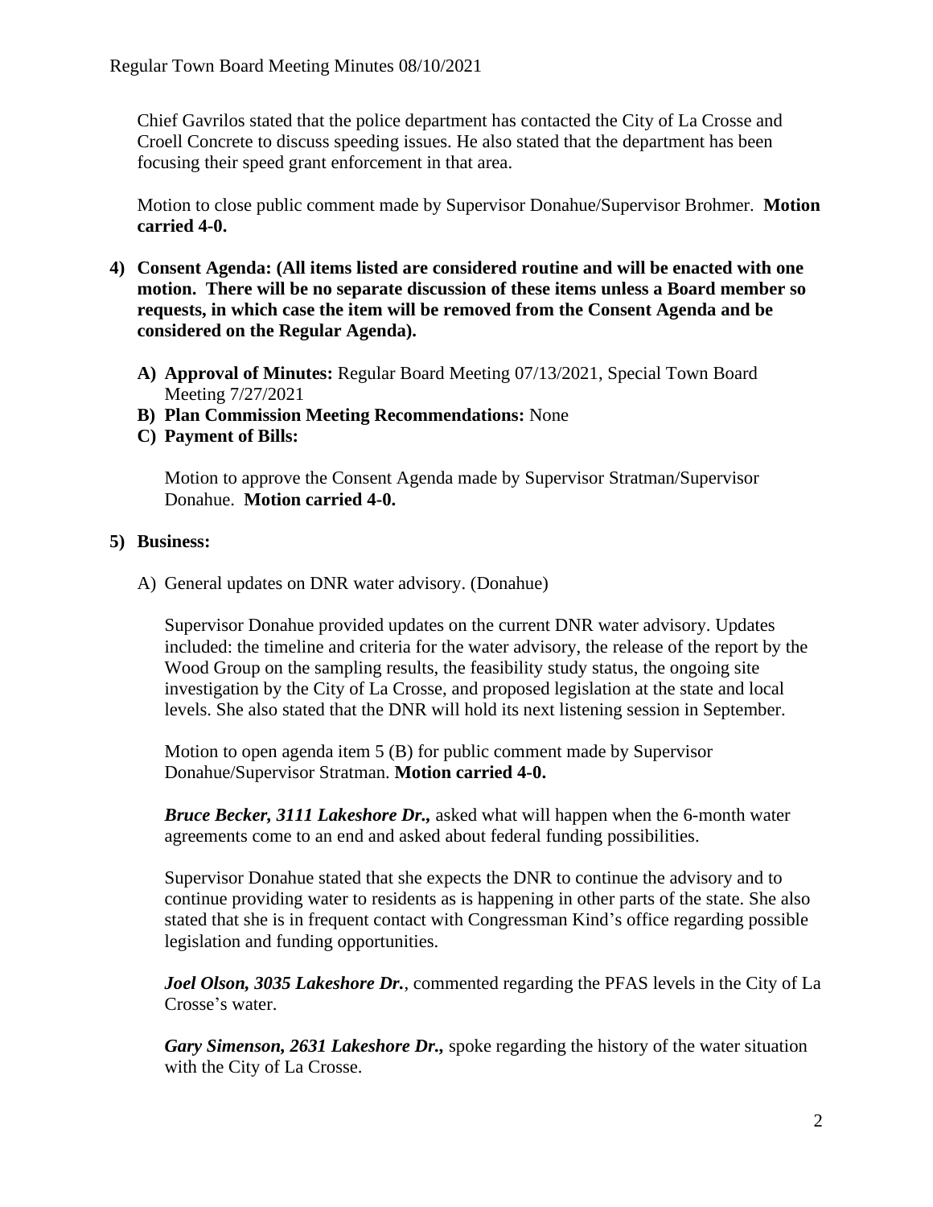Chief Gavrilos stated that the police department has contacted the City of La Crosse and Croell Concrete to discuss speeding issues. He also stated that the department has been focusing their speed grant enforcement in that area.

Motion to close public comment made by Supervisor Donahue/Supervisor Brohmer. **Motion carried 4-0.**

4) **Consent Agenda: (All items listed are considered routine and will be enacted with one motion. There will be no separate discussion of these items unless a Board member so requests, in which case the item will be removed from the Consent Agenda and be considered on the Regular Agenda).**

   A) **Approval of Minutes:** Regular Board Meeting 07/13/2021, Special Town Board Meeting 7/27/2021
   B) **Plan Commission Meeting Recommendations:** None
   C) **Payment of Bills:**

   Motion to approve the Consent Agenda made by Supervisor Stratman/Supervisor Donahue. **Motion carried 4-0.**

5) **Business:**

   A) General updates on DNR water advisory. (Donahue)

   Supervisor Donahue provided updates on the current DNR water advisory. Updates included: the timeline and criteria for the water advisory, the release of the report by the Wood Group on the sampling results, the feasibility study status, the ongoing site investigation by the City of La Crosse, and proposed legislation at the state and local levels. She also stated that the DNR will hold its next listening session in September.

   Motion to open agenda item 5 (B) for public comment made by Supervisor Donahue/Supervisor Stratman. **Motion carried 4-0.**

   ***Bruce Becker, 3111 Lakeshore Dr.,*** asked what will happen when the 6-month water agreements come to an end and asked about federal funding possibilities.

   Supervisor Donahue stated that she expects the DNR to continue the advisory and to continue providing water to residents as is happening in other parts of the state. She also stated that she is in frequent contact with Congressman Kind's office regarding possible legislation and funding opportunities.

   ***Joel Olson, 3035 Lakeshore Dr.***, commented regarding the PFAS levels in the City of La Crosse's water.

   ***Gary Simenson, 2631 Lakeshore Dr.,*** spoke regarding the history of the water situation with the City of La Crosse.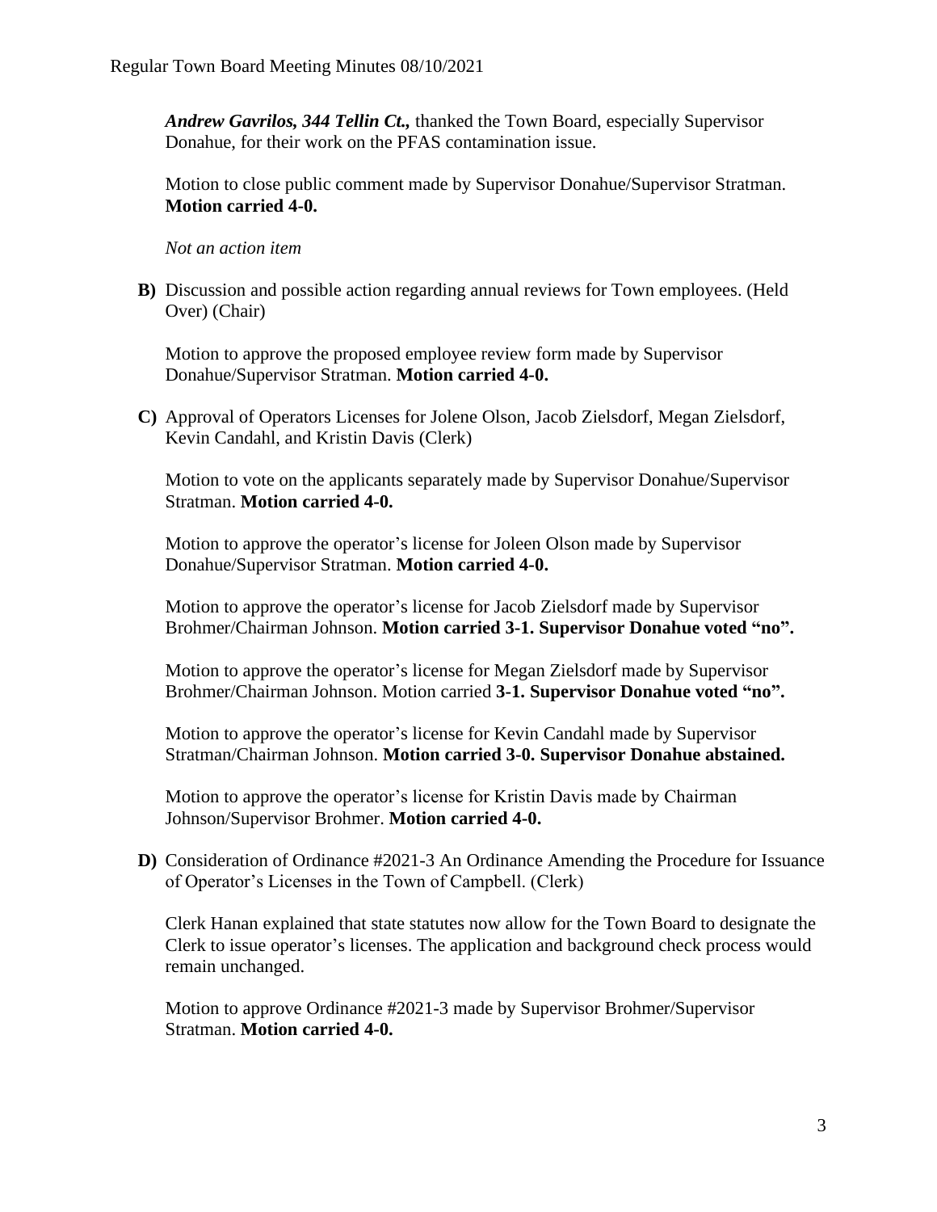***Andrew Gavrilos, 344 Tellin Ct.,*** thanked the Town Board, especially Supervisor Donahue, for their work on the PFAS contamination issue.

Motion to close public comment made by Supervisor Donahue/Supervisor Stratman. **Motion carried 4-0.**

*Not an action item*

**B)** Discussion and possible action regarding annual reviews for Town employees. (Held Over) (Chair)

Motion to approve the proposed employee review form made by Supervisor Donahue/Supervisor Stratman. **Motion carried 4-0.**

**C)** Approval of Operators Licenses for Jolene Olson, Jacob Zielsdorf, Megan Zielsdorf, Kevin Candahl, and Kristin Davis (Clerk)

Motion to vote on the applicants separately made by Supervisor Donahue/Supervisor Stratman. **Motion carried 4-0.**

Motion to approve the operator's license for Joleen Olson made by Supervisor Donahue/Supervisor Stratman. **Motion carried 4-0.**

Motion to approve the operator's license for Jacob Zielsdorf made by Supervisor Brohmer/Chairman Johnson. **Motion carried 3-1. Supervisor Donahue voted "no".**

Motion to approve the operator's license for Megan Zielsdorf made by Supervisor Brohmer/Chairman Johnson. Motion carried **3-1. Supervisor Donahue voted "no".**

Motion to approve the operator's license for Kevin Candahl made by Supervisor Stratman/Chairman Johnson. **Motion carried 3-0. Supervisor Donahue abstained.**

Motion to approve the operator's license for Kristin Davis made by Chairman Johnson/Supervisor Brohmer. **Motion carried 4-0.**

**D)** Consideration of Ordinance #2021-3 An Ordinance Amending the Procedure for Issuance of Operator's Licenses in the Town of Campbell. (Clerk)

Clerk Hanan explained that state statutes now allow for the Town Board to designate the Clerk to issue operator's licenses. The application and background check process would remain unchanged.

Motion to approve Ordinance #2021-3 made by Supervisor Brohmer/Supervisor Stratman. **Motion carried 4-0.**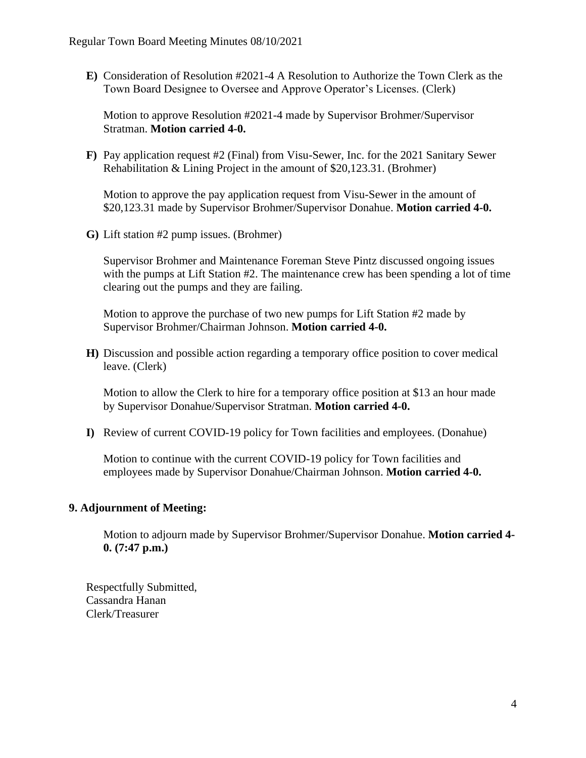**E)** Consideration of Resolution #2021-4 A Resolution to Authorize the Town Clerk as the Town Board Designee to Oversee and Approve Operator's Licenses. (Clerk)

Motion to approve Resolution #2021-4 made by Supervisor Brohmer/Supervisor Stratman. **Motion carried 4-0.**

**F)** Pay application request #2 (Final) from Visu-Sewer, Inc. for the 2021 Sanitary Sewer Rehabilitation & Lining Project in the amount of $20,123.31. (Brohmer)

Motion to approve the pay application request from Visu-Sewer in the amount of $20,123.31 made by Supervisor Brohmer/Supervisor Donahue. **Motion carried 4-0.**

**G)** Lift station #2 pump issues. (Brohmer)

Supervisor Brohmer and Maintenance Foreman Steve Pintz discussed ongoing issues with the pumps at Lift Station #2. The maintenance crew has been spending a lot of time clearing out the pumps and they are failing.

Motion to approve the purchase of two new pumps for Lift Station #2 made by Supervisor Brohmer/Chairman Johnson. **Motion carried 4-0.**

**H)** Discussion and possible action regarding a temporary office position to cover medical leave. (Clerk)

Motion to allow the Clerk to hire for a temporary office position at $13 an hour made by Supervisor Donahue/Supervisor Stratman. **Motion carried 4-0.**

**I)** Review of current COVID-19 policy for Town facilities and employees. (Donahue)

Motion to continue with the current COVID-19 policy for Town facilities and employees made by Supervisor Donahue/Chairman Johnson. **Motion carried 4-0.**

**9. Adjournment of Meeting:**

Motion to adjourn made by Supervisor Brohmer/Supervisor Donahue. **Motion carried 4-0. (7:47 p.m.)**

Respectfully Submitted,
Cassandra Hanan
Clerk/Treasurer